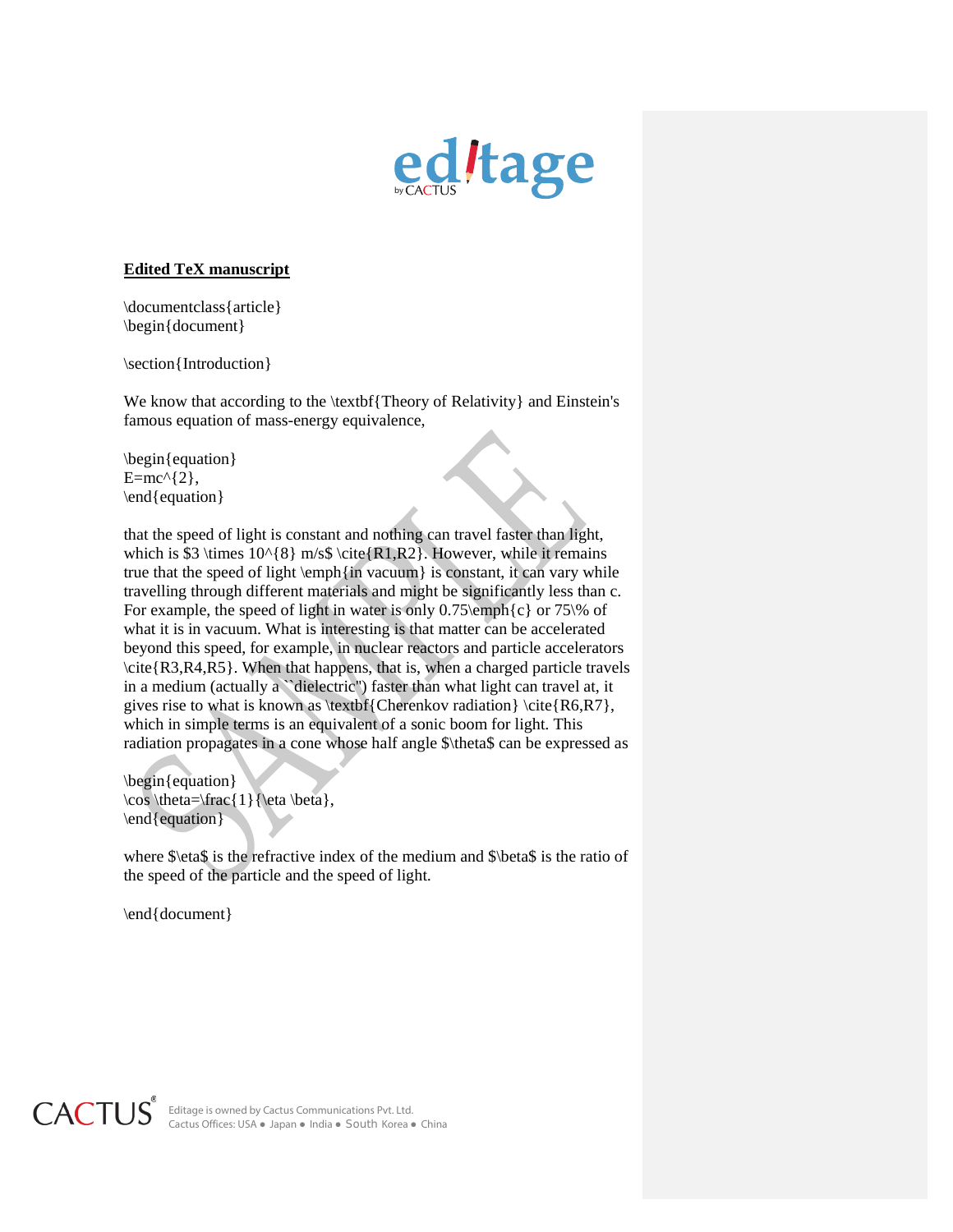**Edited TeX manuscript**

```
\documentclass{article}
\begin{document}

\section{Introduction}

We know that according to the \textbf{Theory of Relativity} and Einstein's
famous equation of mass-energy equivalence,

\begin{equation}
E=mc^{2},
\end{equation}

that the speed of light is constant and nothing can travel faster than light,
which is $3 \times 10^{8} m/s$ \cite{R1,R2}. However, while it remains
true that the speed of light \emph{in vacuum} is constant, it can vary while
travelling through different materials and might be significantly less than c.
For example, the speed of light in water is only 0.75\emph{c} or 75\% of
what it is in vacuum. What is interesting is that matter can be accelerated
beyond this speed, for example, in nuclear reactors and particle accelerators
\cite{R3,R4,R5}. When that happens, that is, when a charged particle travels
in a medium (actually a ``dielectric'') faster than what light can travel at, it
gives rise to what is known as \textbf{Cherenkov radiation} \cite{R6,R7},
which in simple terms is an equivalent of a sonic boom for light. This
radiation propagates in a cone whose half angle $\theta$ can be expressed as

\begin{equation}
\cos \theta=\frac{1}{\eta \beta},
\end{equation}

where $\eta$ is the refractive index of the medium and $\beta$ is the ratio of
the speed of the particle and the speed of light.

\end{document}
```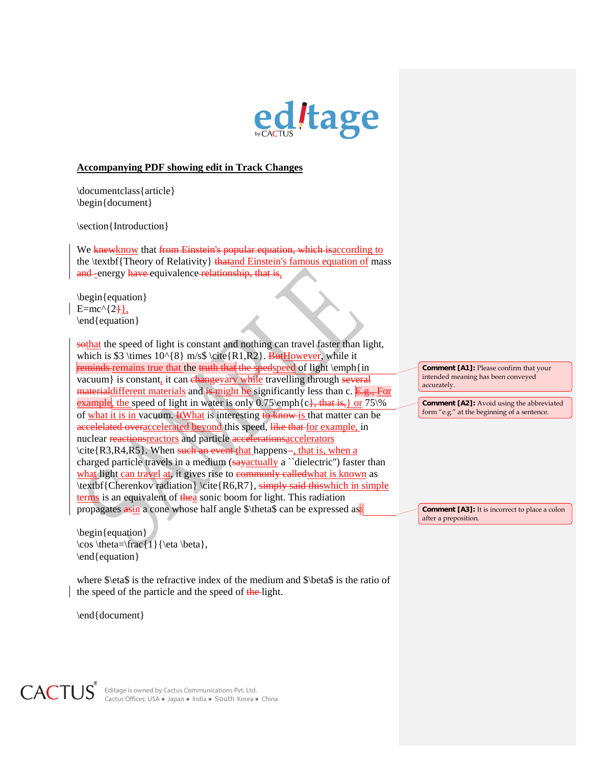**Accompanying PDF showing edit in Track Changes**

```
\documentclass{article}
\begin{document}

\section{Introduction}

We knewknow that from Einstein's popular equation, which isaccording to the \textbf{Theory of Relativity} thatand Einstein's famous equation of mass and -energy have equivalence relationship, that is,

\begin{equation}
E=mc^{2}},
\end{equation}

sothat the speed of light is constant and nothing can travel faster than light, which is $3 \times 10^{8} m/s$ \cite{R1,R2}. ButHowever, while it reminds remains true that the truth that the spedspeed of light \emph{in vacuum} is constant, it can changevary while travelling through several materialdifferent materials and is might be significantly less than c. E.g., For example, the speed of light in water is only 0.75\emph{c}, that is,} or 75\% of what it is in vacuum. ItWhat is interesting to know is that matter can be accelelated overaccelerated beyond this speed, like that for example, in nuclear reactionsreactors and particle accelerationsaccelerators \cite{R3,R4,R5}. When such an event that happens–, that is, when a charged particle travels in a medium (sayactually a ``dielectric'') faster than what light can travel at, it gives rise to commonly calledwhat is known as \textbf{Cherenkov radiation} \cite{R6,R7}, simply said thiswhich in simple terms is an equivalent of thea sonic boom for light. This radiation propagates asin a cone whose half angle $\theta$ can be expressed as:

\begin{equation}
\cos \theta=\frac{1}{\eta \beta},
\end{equation}

where $\eta$ is the refractive index of the medium and $\beta$ is the ratio of the speed of the particle and the speed of the light.

\end{document}
```

**Comment [A1]:** Please confirm that your intended meaning has been conveyed accurately.

**Comment [A2]:** Avoid using the abbreviated form "e.g." at the beginning of a sentence.

**Comment [A3]:** It is incorrect to place a colon after a preposition.